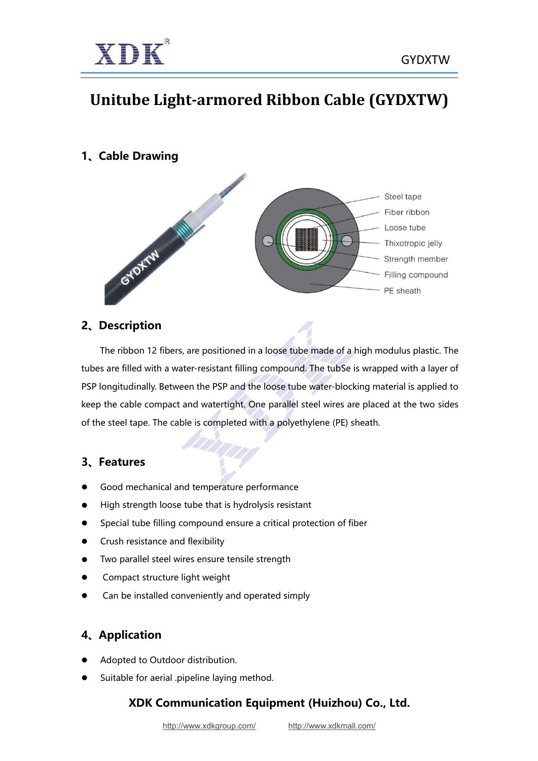# Unitube Light-armored Ribbon Cable (GYDXTW)

## 1、Cable Drawing

Steel tape
Fiber ribbon
Loose tube
Thixotropic jelly
Strength member
Filling compound
PE sheath

## 2、Description

The ribbon 12 fibers, are positioned in a loose tube made of a high modulus plastic. The tubes are filled with a water-resistant filling compound. The tubSe is wrapped with a layer of PSP longitudinally. Between the PSP and the loose tube water-blocking material is applied to keep the cable compact and watertight. One parallel steel wires are placed at the two sides of the steel tape. The cable is completed with a polyethylene (PE) sheath.

## 3、Features

- Good mechanical and temperature performance
- High strength loose tube that is hydrolysis resistant
- Special tube filling compound ensure a critical protection of fiber
- Crush resistance and flexibility
- Two parallel steel wires ensure tensile strength
- Compact structure light weight
- Can be installed conveniently and operated simply

## 4、Application

- Adopted to Outdoor distribution.
- Suitable for aerial .pipeline laying method.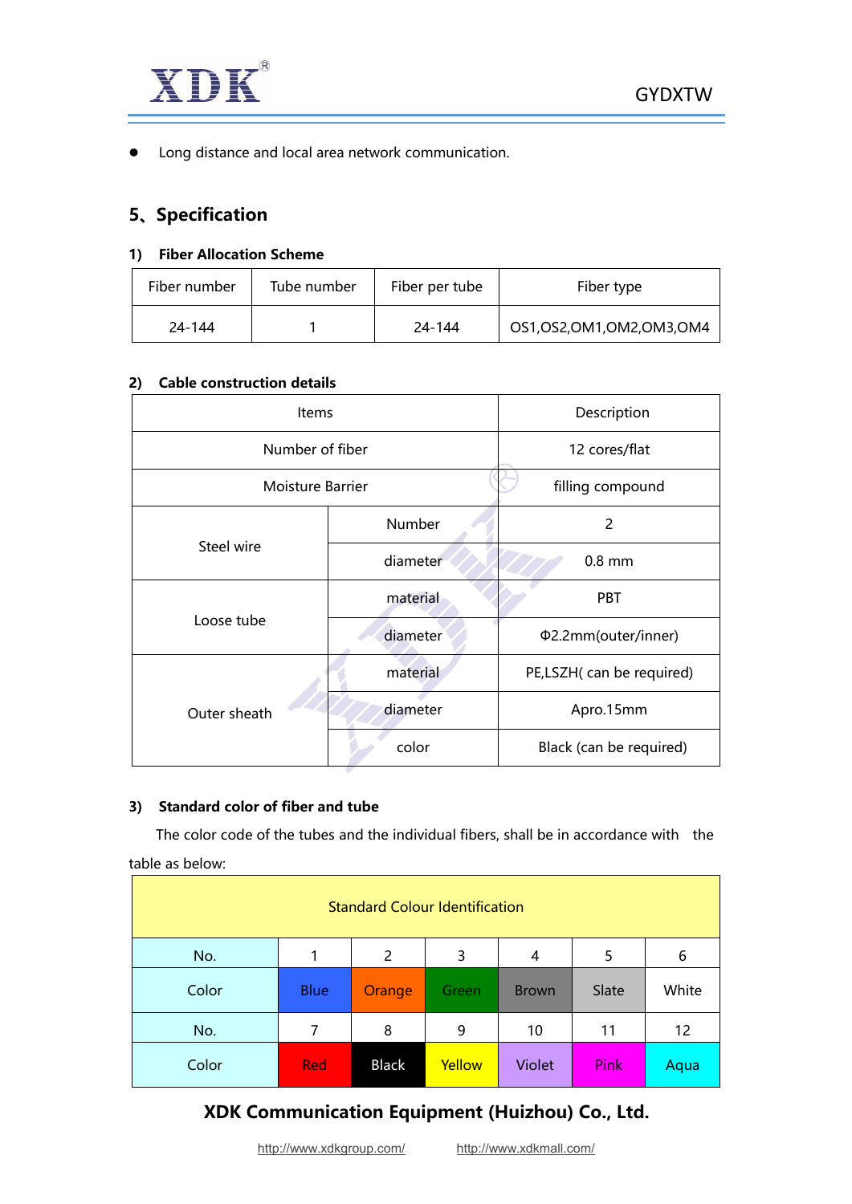- Long distance and local area network communication.

## 5、Specification

### 1) Fiber Allocation Scheme

| Fiber number | Tube number | Fiber per tube | Fiber type |
|---|---|---|---|
| 24-144 | 1 | 24-144 | OS1,OS2,OM1,OM2,OM3,OM4 |

### 2) Cable construction details

| Items | | Description |
|---|---|---|
| Number of fiber | | 12 cores/flat |
| Moisture Barrier | | filling compound |
| Steel wire | Number | 2 |
| | diameter | 0.8 mm |
| Loose tube | material | PBT |
| | diameter | Φ2.2mm(outer/inner) |
| Outer sheath | material | PE,LSZH( can be required) |
| | diameter | Apro.15mm |
| | color | Black (can be required) |

### 3) Standard color of fiber and tube

The color code of the tubes and the individual fibers, shall be in accordance with the table as below:

| Standard Colour Identification | | | | | | |
|---|---|---|---|---|---|---|
| No. | 1 | 2 | 3 | 4 | 5 | 6 |
| Color | Blue | Orange | Green | Brown | Slate | White |
| No. | 7 | 8 | 9 | 10 | 11 | 12 |
| Color | Red | Black | Yellow | Violet | Pink | Aqua |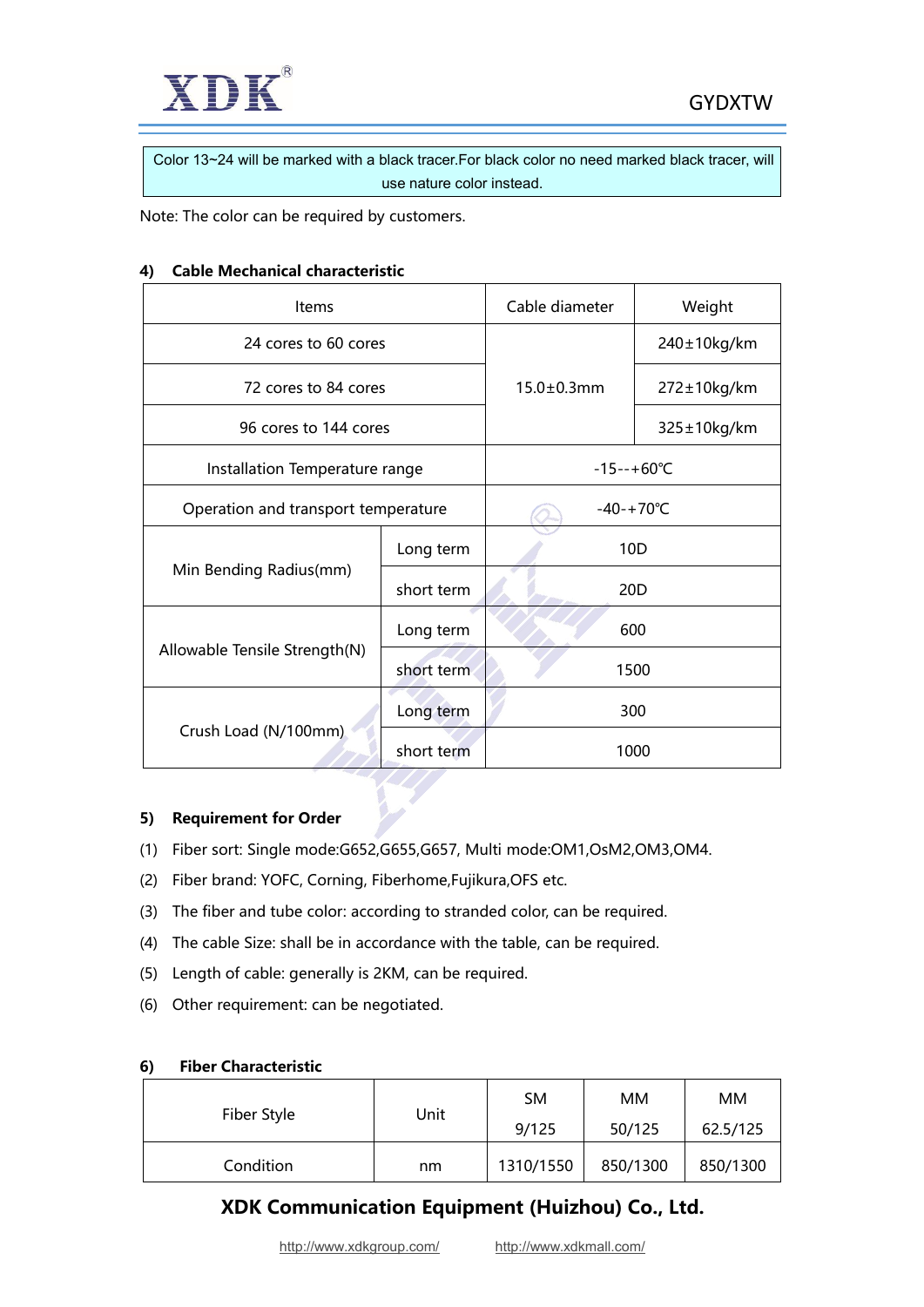Color 13~24 will be marked with a black tracer.For black color no need marked black tracer, will use nature color instead.

Note: The color can be required by customers.

#### 4) Cable Mechanical characteristic

| Items | | Cable diameter | Weight |
|---|---|---|---|
| 24 cores to 60 cores | | 15.0±0.3mm | 240±10kg/km |
| 72 cores to 84 cores | | | 272±10kg/km |
| 96 cores to 144 cores | | | 325±10kg/km |
| Installation Temperature range | | -15--+60℃ | |
| Operation and transport temperature | | -40-+70℃ | |
| Min Bending Radius(mm) | Long term | 10D | |
| | short term | 20D | |
| Allowable Tensile Strength(N) | Long term | 600 | |
| | short term | 1500 | |
| Crush Load (N/100mm) | Long term | 300 | |
| | short term | 1000 | |

#### 5) Requirement for Order

(1) Fiber sort: Single mode:G652,G655,G657, Multi mode:OM1,OsM2,OM3,OM4.

(2) Fiber brand: YOFC, Corning, Fiberhome,Fujikura,OFS etc.

(3) The fiber and tube color: according to stranded color, can be required.

(4) The cable Size: shall be in accordance with the table, can be required.

(5) Length of cable: generally is 2KM, can be required.

(6) Other requirement: can be negotiated.

#### 6) Fiber Characteristic

| Fiber Style | Unit | SM 9/125 | MM 50/125 | MM 62.5/125 |
|---|---|---|---|---|
| Condition | nm | 1310/1550 | 850/1300 | 850/1300 |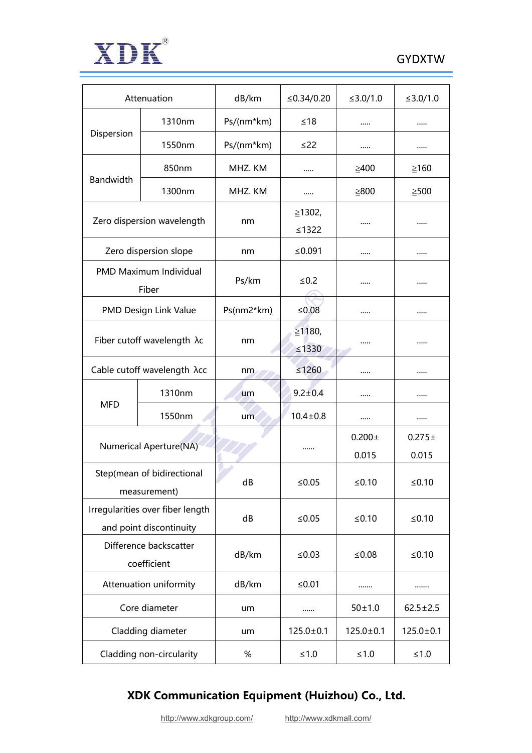| Attenuation | | dB/km | ≤0.34/0.20 | ≤3.0/1.0 | ≤3.0/1.0 |
|---|---|---|---|---|---|
| Dispersion | 1310nm | Ps/(nm*km) | ≤18 | ..... | ..... |
| | 1550nm | Ps/(nm*km) | ≤22 | ..... | ..... |
| Bandwidth | 850nm | MHZ. KM | ..... | ≧400 | ≧160 |
| | 1300nm | MHZ. KM | ..... | ≧800 | ≧500 |
| Zero dispersion wavelength | | nm | ≧1302, ≤1322 | ..... | ..... |
| Zero dispersion slope | | nm | ≤0.091 | ..... | ..... |
| PMD Maximum Individual Fiber | | Ps/km | ≤0.2 | ..... | ..... |
| PMD Design Link Value | | Ps(nm2*km) | ≤0.08 | ..... | ..... |
| Fiber cutoff wavelength λc | | nm | ≧1180, ≤1330 | ..... | ..... |
| Cable cutoff wavelength λcc | | nm | ≤1260 | ..... | ..... |
| MFD | 1310nm | um | 9.2±0.4 | ..... | ..... |
| | 1550nm | um | 10.4±0.8 | ..... | ..... |
| Numerical Aperture(NA) | | | ...... | 0.200±0.015 | 0.275±0.015 |
| Step(mean of bidirectional measurement) | | dB | ≤0.05 | ≤0.10 | ≤0.10 |
| Irregularities over fiber length and point discontinuity | | dB | ≤0.05 | ≤0.10 | ≤0.10 |
| Difference backscatter coefficient | | dB/km | ≤0.03 | ≤0.08 | ≤0.10 |
| Attenuation uniformity | | dB/km | ≤0.01 | ....... | ....... |
| Core diameter | | um | ...... | 50±1.0 | 62.5±2.5 |
| Cladding diameter | | um | 125.0±0.1 | 125.0±0.1 | 125.0±0.1 |
| Cladding non-circularity | | % | ≤1.0 | ≤1.0 | ≤1.0 |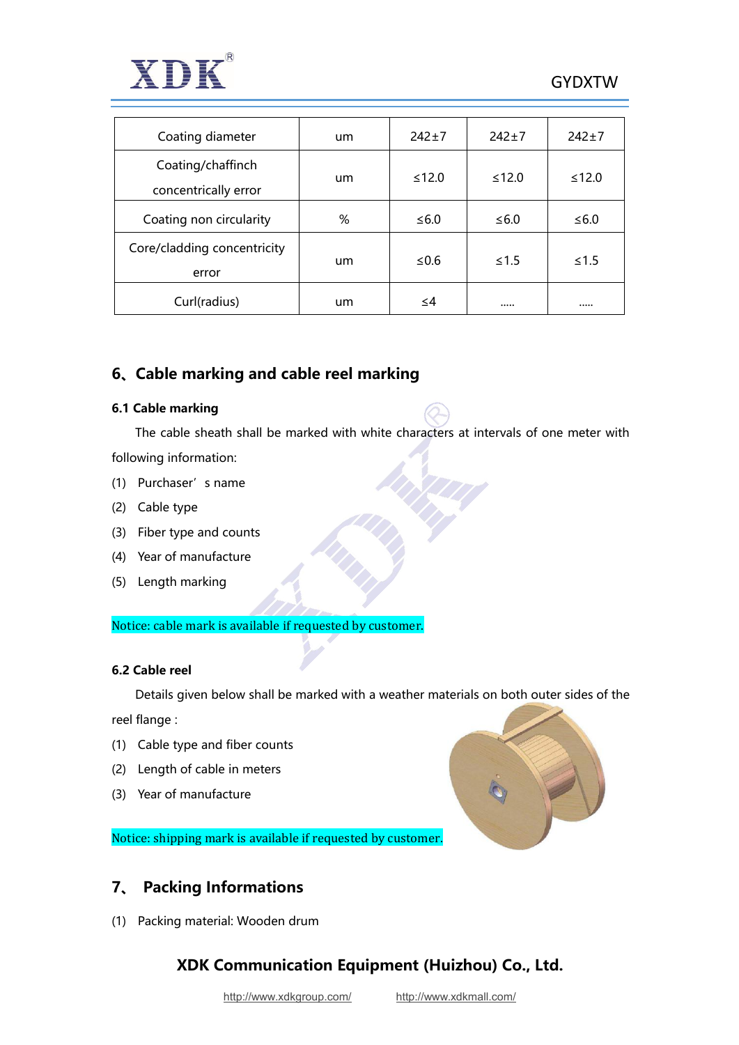| Coating diameter | um | 242±7 | 242±7 | 242±7 |
|---|---|---|---|---|
| Coating/chaffinch concentrically error | um | ≤12.0 | ≤12.0 | ≤12.0 |
| Coating non circularity | % | ≤6.0 | ≤6.0 | ≤6.0 |
| Core/cladding concentricity error | um | ≤0.6 | ≤1.5 | ≤1.5 |
| Curl(radius) | um | ≤4 | ..... | ..... |

## 6、Cable marking and cable reel marking

### 6.1 Cable marking

The cable sheath shall be marked with white characters at intervals of one meter with following information:

(1) Purchaser’ s name

(2) Cable type

(3) Fiber type and counts

(4) Year of manufacture

(5) Length marking

Notice: cable mark is available if requested by customer.

### 6.2 Cable reel

Details given below shall be marked with a weather materials on both outer sides of the reel flange :

(1) Cable type and fiber counts

(2) Length of cable in meters

(3) Year of manufacture

Notice: shipping mark is available if requested by customer.

## 7、 Packing Informations

(1) Packing material: Wooden drum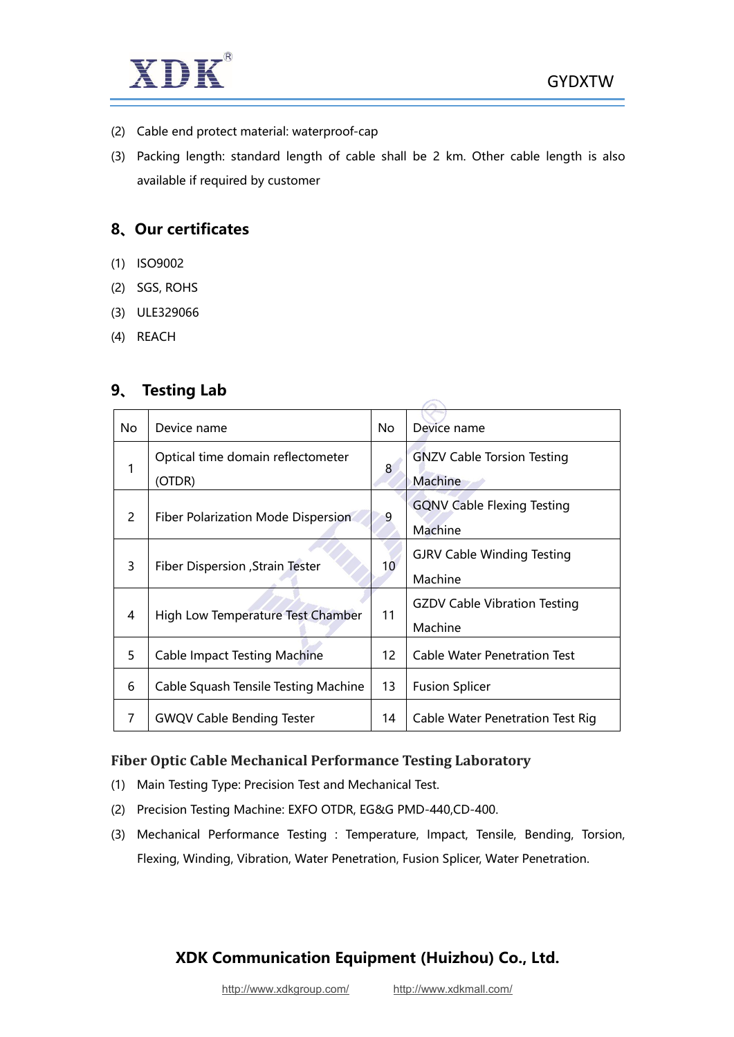(2) Cable end protect material: waterproof-cap

(3) Packing length: standard length of cable shall be 2 km. Other cable length is also available if required by customer

## 8、Our certificates

(1) ISO9002

(2) SGS, ROHS

(3) ULE329066

(4) REACH

## 9、 Testing Lab

| No | Device name | No | Device name |
|---|---|---|---|
| 1 | Optical time domain reflectometer (OTDR) | 8 | GNZV Cable Torsion Testing Machine |
| 2 | Fiber Polarization Mode Dispersion | 9 | GQNV Cable Flexing Testing Machine |
| 3 | Fiber Dispersion ,Strain Tester | 10 | GJRV Cable Winding Testing Machine |
| 4 | High Low Temperature Test Chamber | 11 | GZDV Cable Vibration Testing Machine |
| 5 | Cable Impact Testing Machine | 12 | Cable Water Penetration Test |
| 6 | Cable Squash Tensile Testing Machine | 13 | Fusion Splicer |
| 7 | GWQV Cable Bending Tester | 14 | Cable Water Penetration Test Rig |

### Fiber Optic Cable Mechanical Performance Testing Laboratory

(1) Main Testing Type: Precision Test and Mechanical Test.

(2) Precision Testing Machine: EXFO OTDR, EG&G PMD-440,CD-400.

(3) Mechanical Performance Testing : Temperature, Impact, Tensile, Bending, Torsion, Flexing, Winding, Vibration, Water Penetration, Fusion Splicer, Water Penetration.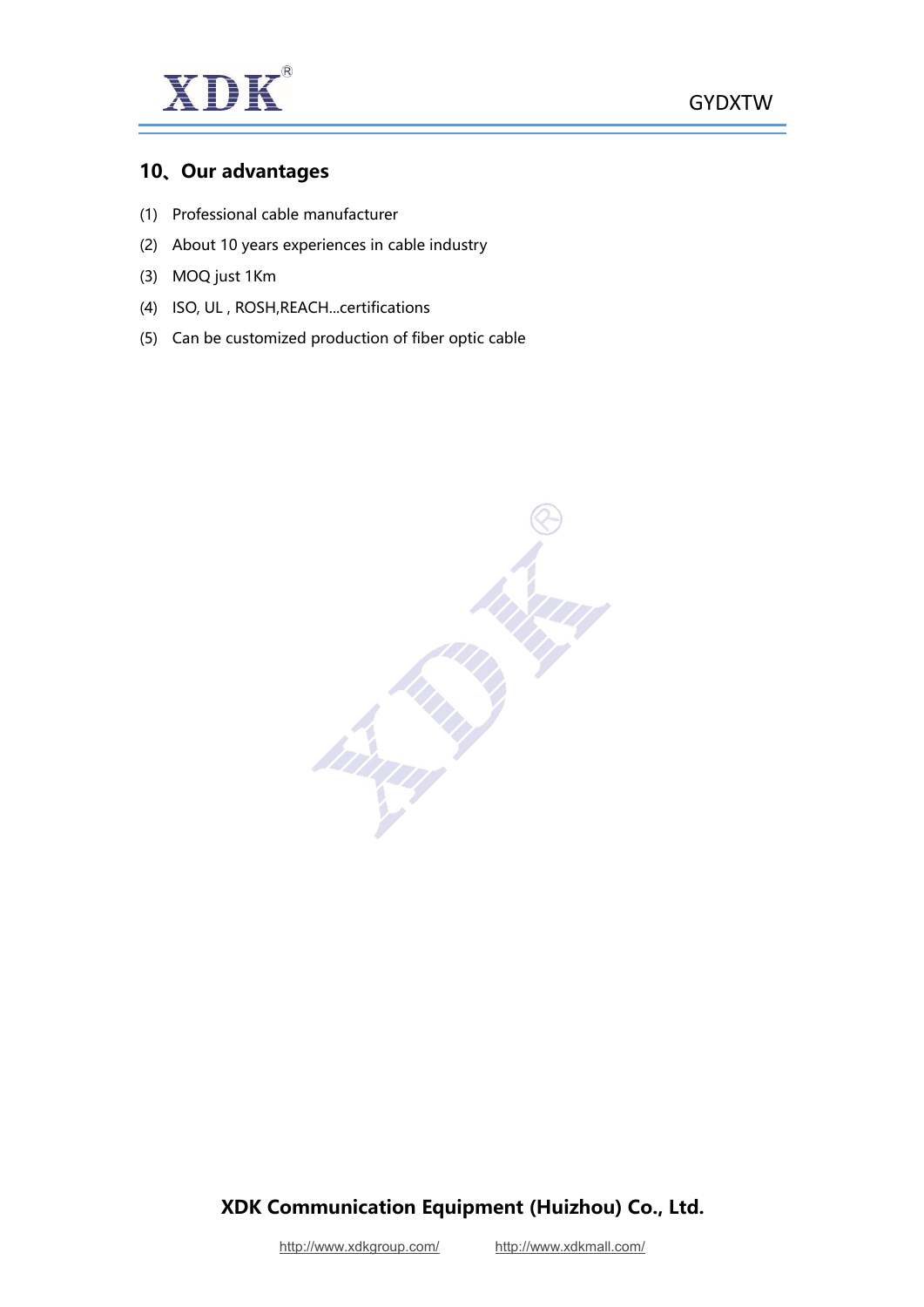## 10、Our advantages

(1) Professional cable manufacturer

(2) About 10 years experiences in cable industry

(3) MOQ just 1Km

(4) ISO, UL , ROSH,REACH...certifications

(5) Can be customized production of fiber optic cable